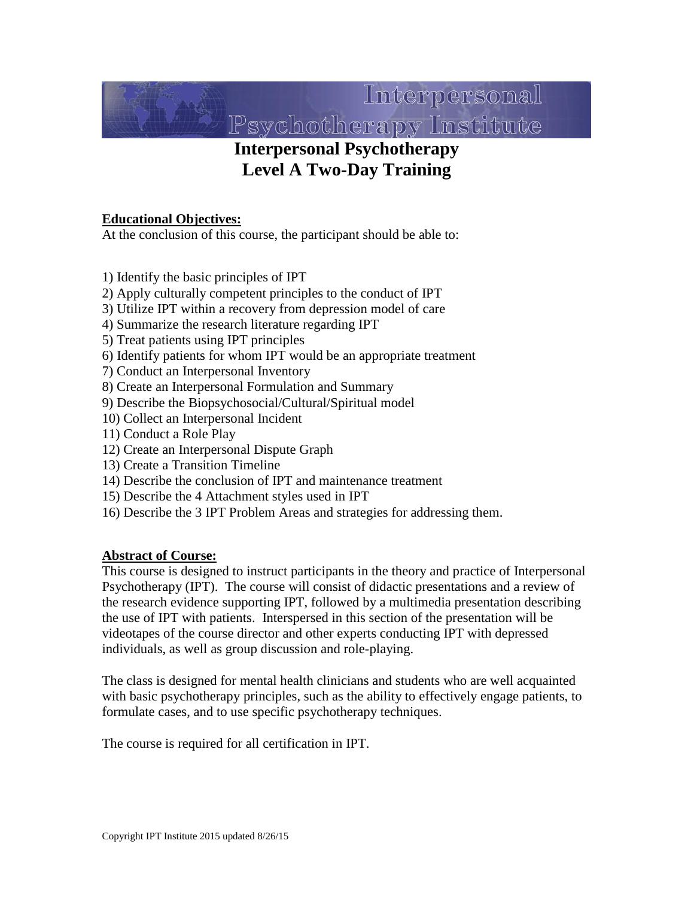# Interpersonal Psychotherapy Level A Two-Day Training

**Educational Objectives:**

At the conclusion of this course, the participant should be able to:

1) Identify the basic principles of IPT
2) Apply culturally competent principles to the conduct of IPT
3) Utilize IPT within a recovery from depression model of care
4) Summarize the research literature regarding IPT
5) Treat patients using IPT principles
6) Identify patients for whom IPT would be an appropriate treatment
7) Conduct an Interpersonal Inventory
8) Create an Interpersonal Formulation and Summary
9) Describe the Biopsychosocial/Cultural/Spiritual model
10) Collect an Interpersonal Incident
11) Conduct a Role Play
12) Create an Interpersonal Dispute Graph
13) Create a Transition Timeline
14) Describe the conclusion of IPT and maintenance treatment
15) Describe the 4 Attachment styles used in IPT
16) Describe the 3 IPT Problem Areas and strategies for addressing them.

**Abstract of Course:**

This course is designed to instruct participants in the theory and practice of Interpersonal Psychotherapy (IPT). The course will consist of didactic presentations and a review of the research evidence supporting IPT, followed by a multimedia presentation describing the use of IPT with patients. Interspersed in this section of the presentation will be videotapes of the course director and other experts conducting IPT with depressed individuals, as well as group discussion and role-playing.

The class is designed for mental health clinicians and students who are well acquainted with basic psychotherapy principles, such as the ability to effectively engage patients, to formulate cases, and to use specific psychotherapy techniques.

The course is required for all certification in IPT.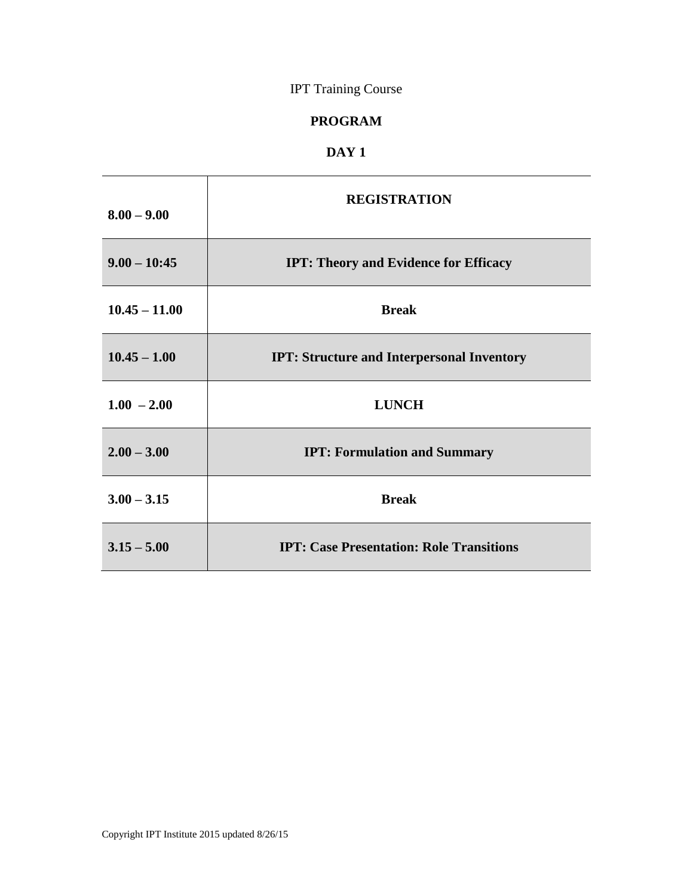IPT Training Course

**PROGRAM**

**DAY 1**

| | |
|---|---|
| **8.00 – 9.00** | **REGISTRATION** |
| **9.00 – 10:45** | **IPT: Theory and Evidence for Efficacy** |
| **10.45 – 11.00** | **Break** |
| **10.45 – 1.00** | **IPT: Structure and Interpersonal Inventory** |
| **1.00 – 2.00** | **LUNCH** |
| **2.00 – 3.00** | **IPT: Formulation and Summary** |
| **3.00 – 3.15** | **Break** |
| **3.15 – 5.00** | **IPT: Case Presentation: Role Transitions** |

Copyright IPT Institute 2015 updated 8/26/15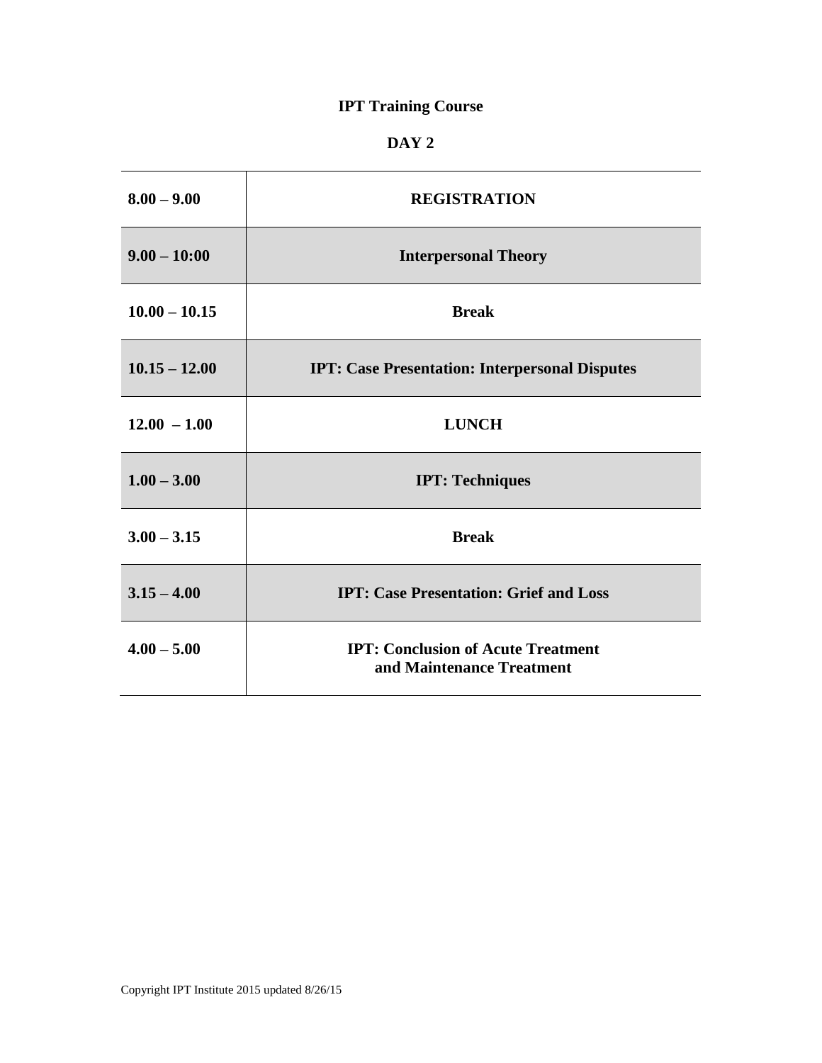# IPT Training Course

## DAY 2

| | |
|---|---|
| **8.00 – 9.00** | **REGISTRATION** |
| **9.00 – 10:00** | **Interpersonal Theory** |
| **10.00 – 10.15** | **Break** |
| **10.15 – 12.00** | **IPT: Case Presentation: Interpersonal Disputes** |
| **12.00 – 1.00** | **LUNCH** |
| **1.00 – 3.00** | **IPT: Techniques** |
| **3.00 – 3.15** | **Break** |
| **3.15 – 4.00** | **IPT: Case Presentation: Grief and Loss** |
| **4.00 – 5.00** | **IPT: Conclusion of Acute Treatment and Maintenance Treatment** |

Copyright IPT Institute 2015 updated 8/26/15